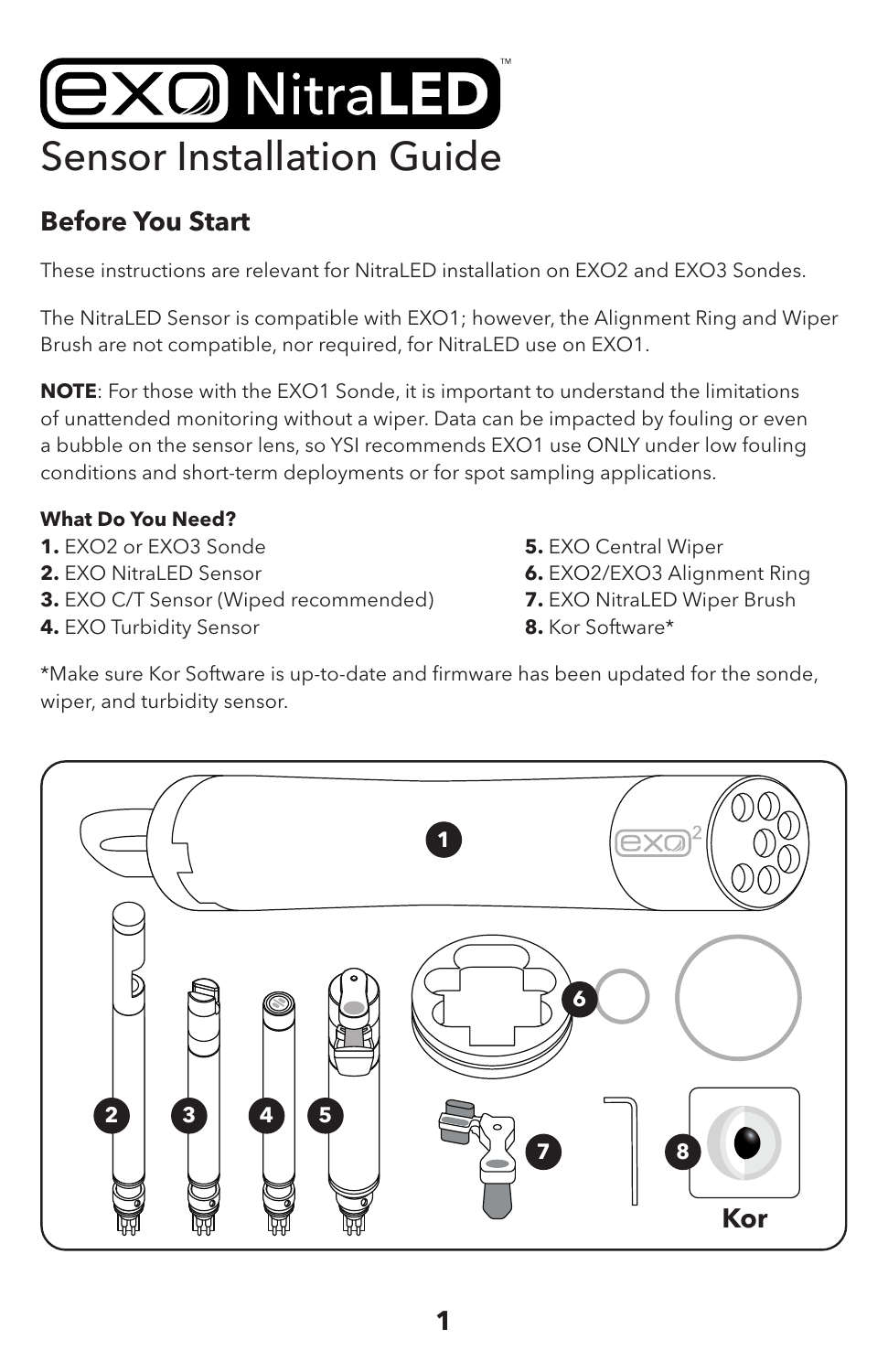# EXO NitraLED™

# Sensor Installation Guide

## Before You Start

These instructions are relevant for NitraLED installation on EXO2 and EXO3 Sondes.

The NitraLED Sensor is compatible with EXO1; however, the Alignment Ring and Wiper Brush are not compatible, nor required, for NitraLED use on EXO1.

**NOTE**: For those with the EXO1 Sonde, it is important to understand the limitations of unattended monitoring without a wiper. Data can be impacted by fouling or even a bubble on the sensor lens, so YSI recommends EXO1 use ONLY under low fouling conditions and short-term deployments or for spot sampling applications.

**What Do You Need?**

**1.** EXO2 or EXO3 Sonde
**2.** EXO NitraLED Sensor
**3.** EXO C/T Sensor (Wiped recommended)
**4.** EXO Turbidity Sensor
**5.** EXO Central Wiper
**6.** EXO2/EXO3 Alignment Ring
**7.** EXO NitraLED Wiper Brush
**8.** Kor Software*

*Make sure Kor Software is up-to-date and firmware has been updated for the sonde, wiper, and turbidity sensor.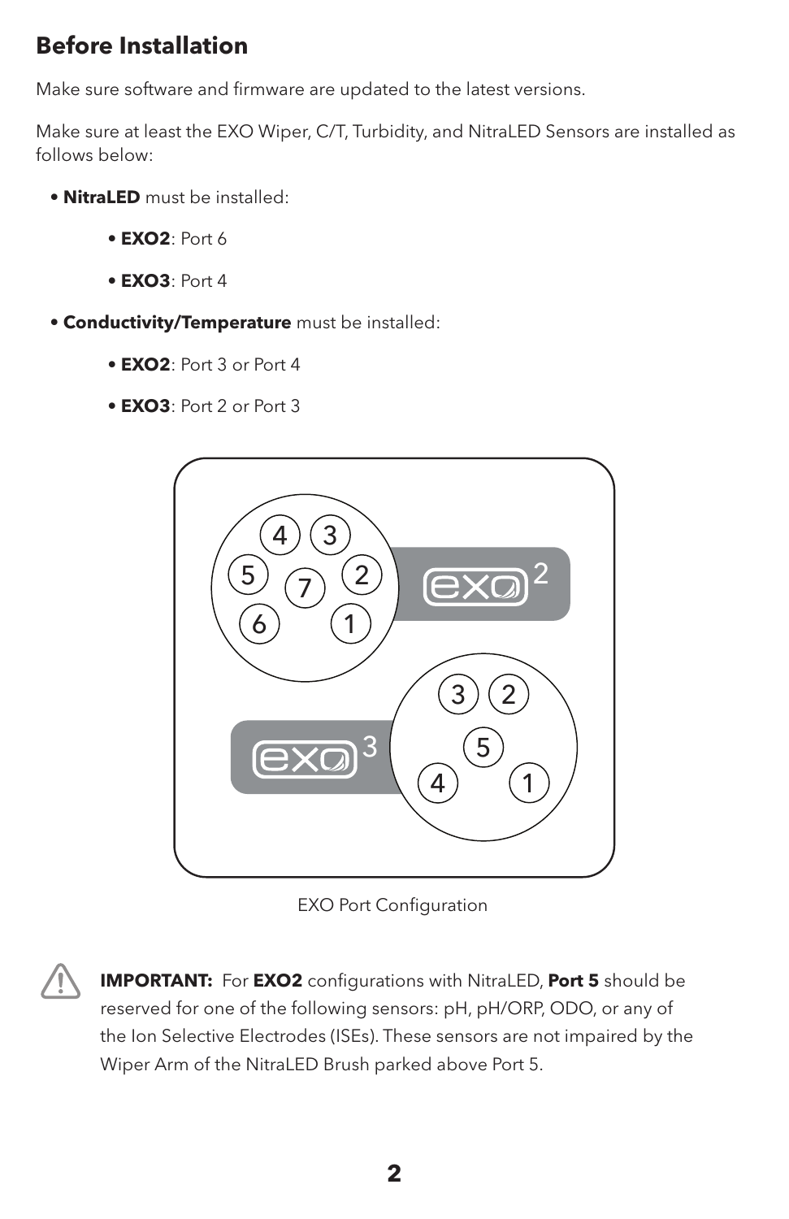## Before Installation

Make sure software and firmware are updated to the latest versions.

Make sure at least the EXO Wiper, C/T, Turbidity, and NitraLED Sensors are installed as follows below:

- **NitraLED** must be installed:
  - **EXO2**: Port 6
  - **EXO3**: Port 4
- **Conductivity/Temperature** must be installed:
  - **EXO2**: Port 3 or Port 4
  - **EXO3**: Port 2 or Port 3

EXO Port Configuration

**IMPORTANT:** For **EXO2** configurations with NitraLED, **Port 5** should be reserved for one of the following sensors: pH, pH/ORP, ODO, or any of the Ion Selective Electrodes (ISEs). These sensors are not impaired by the Wiper Arm of the NitraLED Brush parked above Port 5.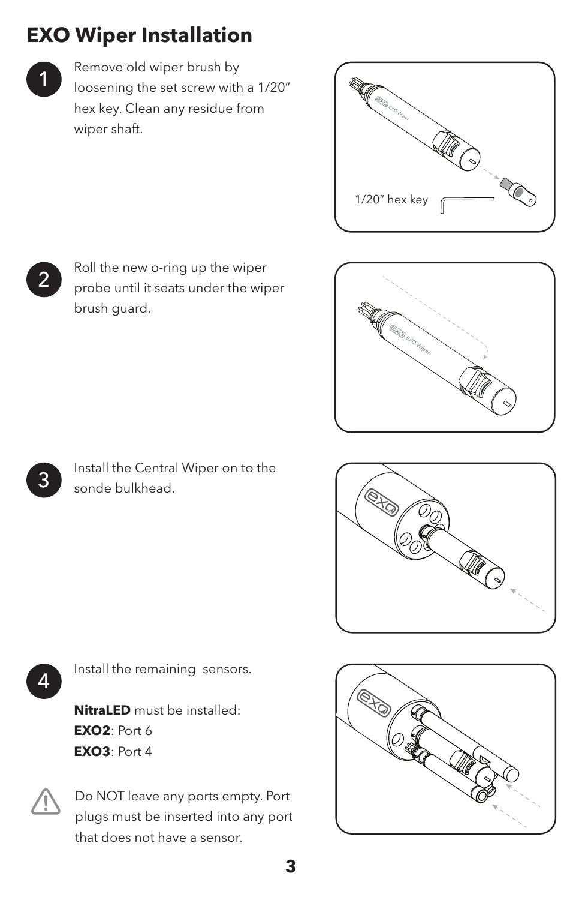# EXO Wiper Installation

1. Remove old wiper brush by loosening the set screw with a 1/20" hex key. Clean any residue from wiper shaft.

1/20" hex key

2. Roll the new o-ring up the wiper probe until it seats under the wiper brush guard.

3. Install the Central Wiper on to the sonde bulkhead.

4. Install the remaining sensors.

   **NitraLED** must be installed:
   **EXO2**: Port 6
   **EXO3**: Port 4

⚠ Do NOT leave any ports empty. Port plugs must be inserted into any port that does not have a sensor.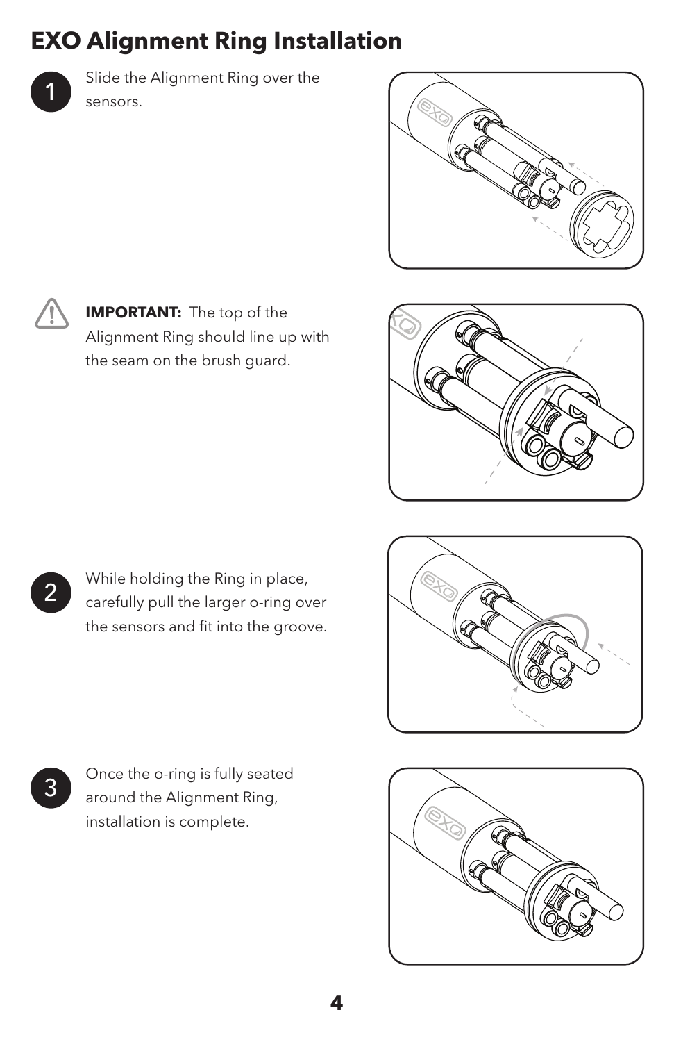# EXO Alignment Ring Installation

1. Slide the Alignment Ring over the sensors.

**IMPORTANT:** The top of the Alignment Ring should line up with the seam on the brush guard.

2. While holding the Ring in place, carefully pull the larger o-ring over the sensors and fit into the groove.

3. Once the o-ring is fully seated around the Alignment Ring, installation is complete.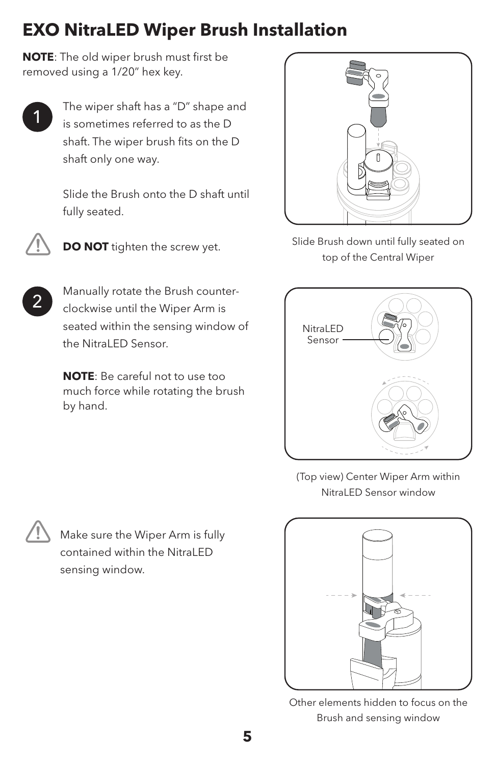# EXO NitraLED Wiper Brush Installation

**NOTE**: The old wiper brush must first be removed using a 1/20" hex key.

1. The wiper shaft has a "D" shape and is sometimes referred to as the D shaft. The wiper brush fits on the D shaft only one way.

   Slide the Brush onto the D shaft until fully seated.

   **DO NOT** tighten the screw yet.

Slide Brush down until fully seated on top of the Central Wiper

2. Manually rotate the Brush counter-clockwise until the Wiper Arm is seated within the sensing window of the NitraLED Sensor.

   **NOTE**: Be careful not to use too much force while rotating the brush by hand.

NitraLED Sensor

(Top view) Center Wiper Arm within NitraLED Sensor window

Make sure the Wiper Arm is fully contained within the NitraLED sensing window.

Other elements hidden to focus on the Brush and sensing window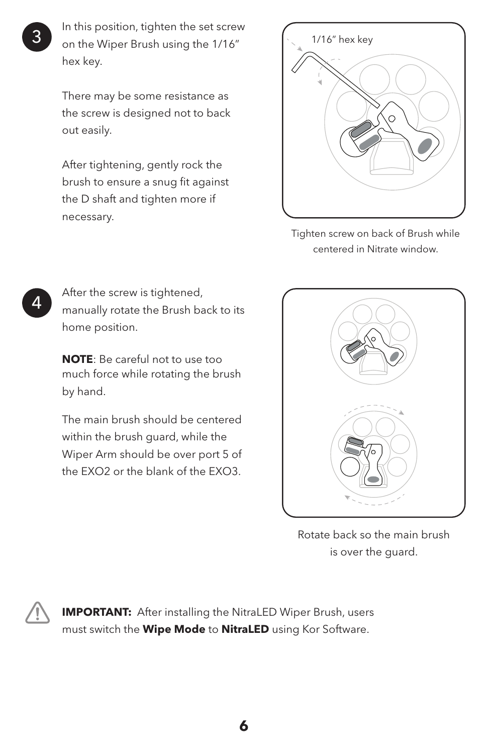**3** In this position, tighten the set screw on the Wiper Brush using the 1/16" hex key.

There may be some resistance as the screw is designed not to back out easily.

After tightening, gently rock the brush to ensure a snug fit against the D shaft and tighten more if necessary.

1/16" hex key

Tighten screw on back of Brush while centered in Nitrate window.

**4** After the screw is tightened, manually rotate the Brush back to its home position.

**NOTE**: Be careful not to use too much force while rotating the brush by hand.

The main brush should be centered within the brush guard, while the Wiper Arm should be over port 5 of the EXO2 or the blank of the EXO3.

Rotate back so the main brush is over the guard.

**IMPORTANT:** After installing the NitraLED Wiper Brush, users must switch the **Wipe Mode** to **NitraLED** using Kor Software.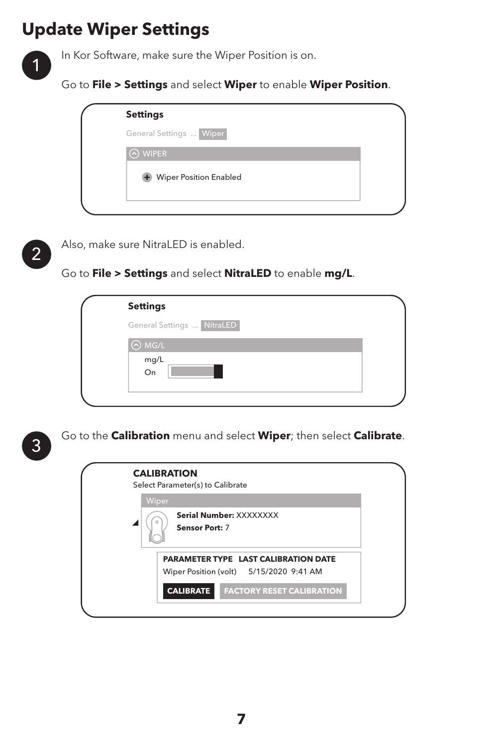# Update Wiper Settings

1. In Kor Software, make sure the Wiper Position is on.

   Go to **File > Settings** and select **Wiper** to enable **Wiper Position**.

   **Settings**

   General Settings ... Wiper

   WIPER

   Wiper Position Enabled

2. Also, make sure NitraLED is enabled.

   Go to **File > Settings** and select **NitraLED** to enable **mg/L**.

   **Settings**

   General Settings ... NitraLED

   MG/L

   mg/L

   On

3. Go to the **Calibration** menu and select **Wiper**; then select **Calibrate**.

   **CALIBRATION**

   Select Parameter(s) to Calibrate

   Wiper

   **Serial Number:** XXXXXXXX

   **Sensor Port:** 7

   | PARAMETER TYPE | LAST CALIBRATION DATE |
   | --- | --- |
   | Wiper Position (volt) | 5/15/2020 9:41 AM |

   **CALIBRATE** **FACTORY RESET CALIBRATION**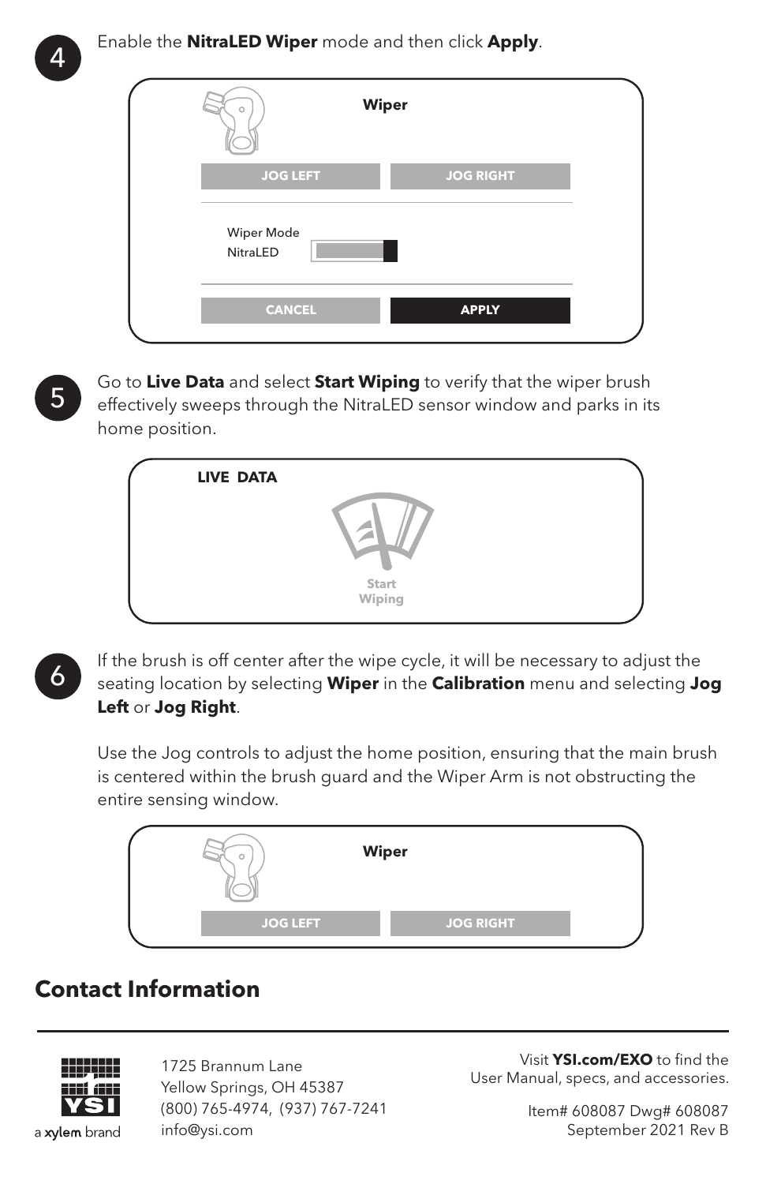4. Enable the **NitraLED Wiper** mode and then click **Apply**.

Wiper

JOG LEFT | JOG RIGHT

Wiper Mode
NitraLED

CANCEL | APPLY

5. Go to **Live Data** and select **Start Wiping** to verify that the wiper brush effectively sweeps through the NitraLED sensor window and parks in its home position.

LIVE DATA

Start
Wiping

6. If the brush is off center after the wipe cycle, it will be necessary to adjust the seating location by selecting **Wiper** in the **Calibration** menu and selecting **Jog Left** or **Jog Right**.

   Use the Jog controls to adjust the home position, ensuring that the main brush is centered within the brush guard and the Wiper Arm is not obstructing the entire sensing window.

Wiper

JOG LEFT | JOG RIGHT

## Contact Information

YSI
a xylem brand

1725 Brannum Lane
Yellow Springs, OH 45387
(800) 765-4974, (937) 767-7241
info@ysi.com

Visit **YSI.com/EXO** to find the User Manual, specs, and accessories.

Item# 608087 Dwg# 608087
September 2021 Rev B